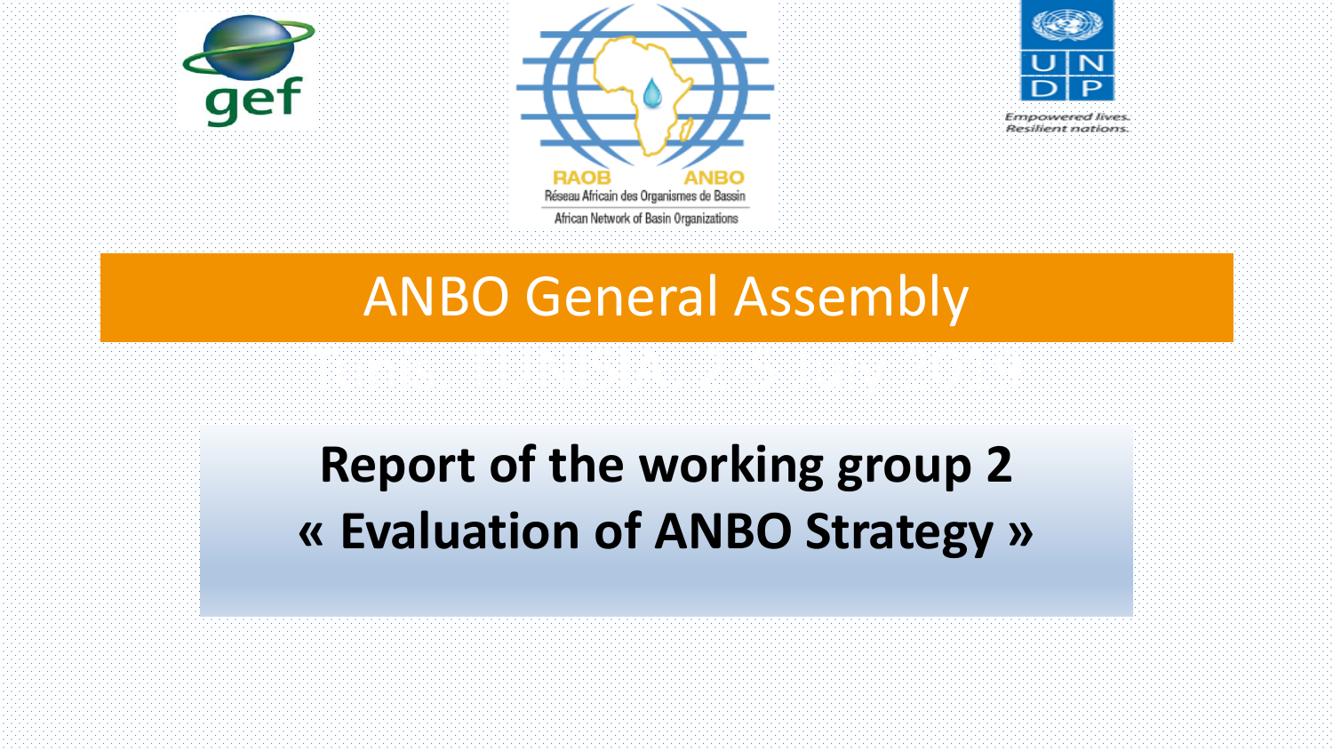RAOB ANBO
Réseau Africain des Organismes de Bassin
African Network of Basin Organizations

Empowered lives.
Resilient nations.

# ANBO General Assembly

## Report of the working group 2
## « Evaluation of ANBO Strategy »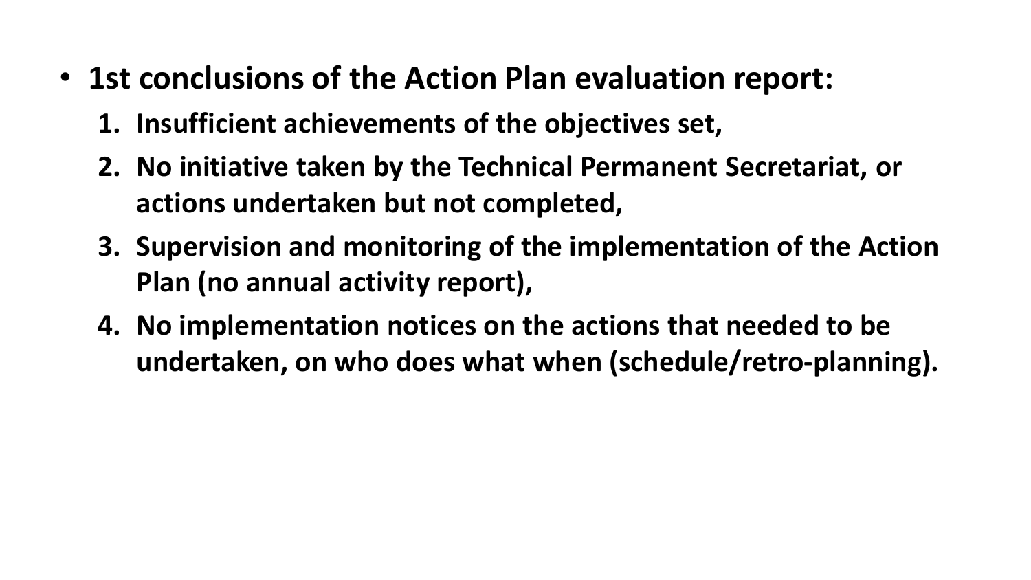- **1st conclusions of the Action Plan evaluation report:**
  1. **Insufficient achievements of the objectives set,**
  2. **No initiative taken by the Technical Permanent Secretariat, or actions undertaken but not completed,**
  3. **Supervision and monitoring of the implementation of the Action Plan (no annual activity report),**
  4. **No implementation notices on the actions that needed to be undertaken, on who does what when (schedule/retro-planning).**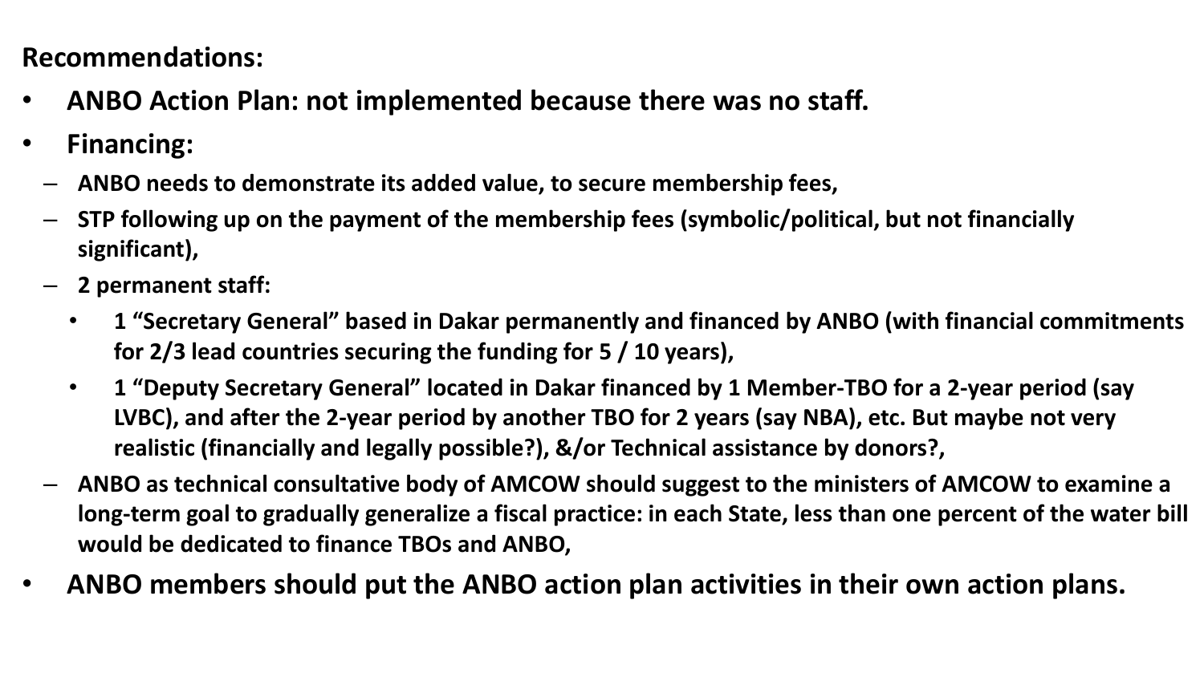**Recommendations:**

- **ANBO Action Plan: not implemented because there was no staff.**
- **Financing:**
  - **ANBO needs to demonstrate its added value, to secure membership fees,**
  - **STP following up on the payment of the membership fees (symbolic/political, but not financially significant),**
  - **2 permanent staff:**
    - **1 "Secretary General" based in Dakar permanently and financed by ANBO (with financial commitments for 2/3 lead countries securing the funding for 5 / 10 years),**
    - **1 "Deputy Secretary General" located in Dakar financed by 1 Member-TBO for a 2-year period (say LVBC), and after the 2-year period by another TBO for 2 years (say NBA), etc. But maybe not very realistic (financially and legally possible?), &/or Technical assistance by donors?,**
  - **ANBO as technical consultative body of AMCOW should suggest to the ministers of AMCOW to examine a long-term goal to gradually generalize a fiscal practice: in each State, less than one percent of the water bill would be dedicated to finance TBOs and ANBO,**
- **ANBO members should put the ANBO action plan activities in their own action plans.**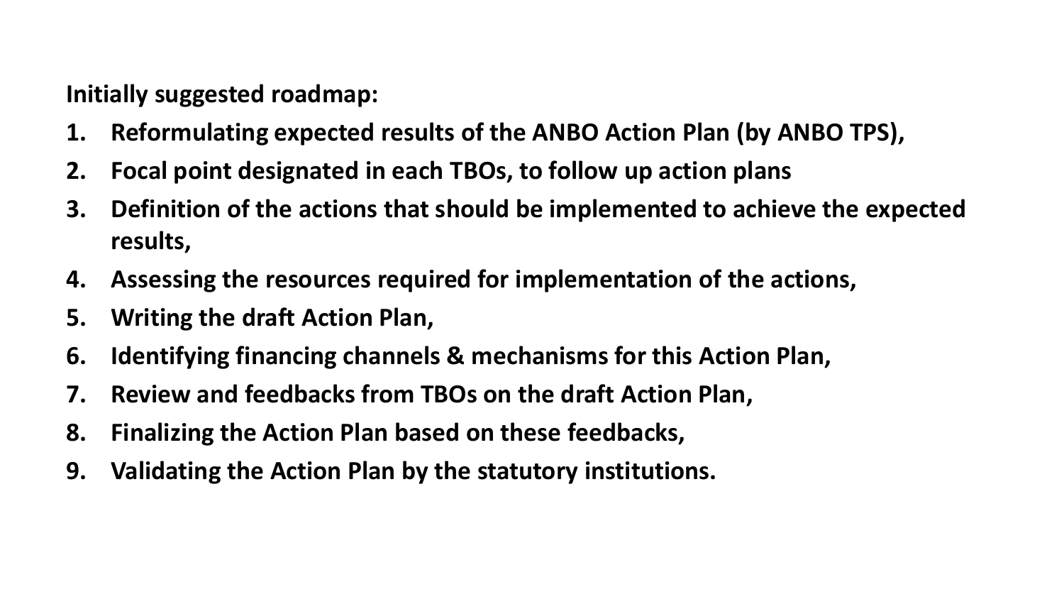**Initially suggested roadmap:**

1. **Reformulating expected results of the ANBO Action Plan (by ANBO TPS),**
2. **Focal point designated in each TBOs, to follow up action plans**
3. **Definition of the actions that should be implemented to achieve the expected results,**
4. **Assessing the resources required for implementation of the actions,**
5. **Writing the draft Action Plan,**
6. **Identifying financing channels & mechanisms for this Action Plan,**
7. **Review and feedbacks from TBOs on the draft Action Plan,**
8. **Finalizing the Action Plan based on these feedbacks,**
9. **Validating the Action Plan by the statutory institutions.**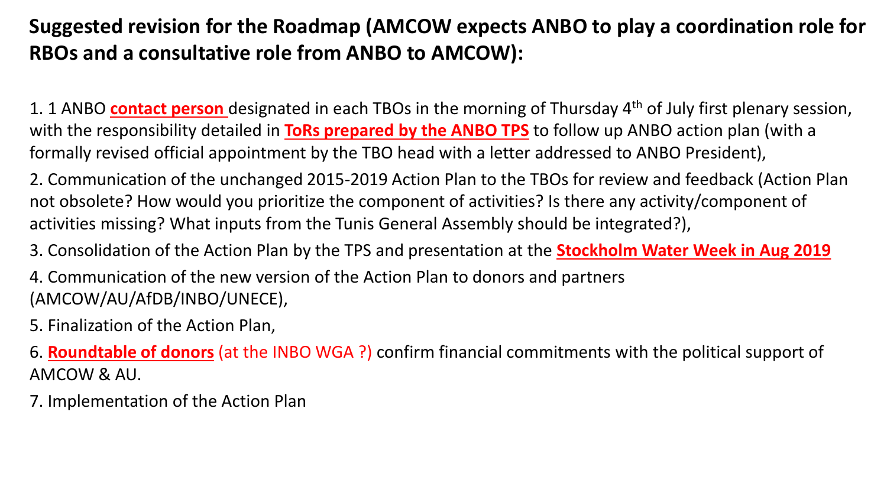## Suggested revision for the Roadmap (AMCOW expects ANBO to play a coordination role for RBOs and a consultative role from ANBO to AMCOW):

1. 1 ANBO **contact person** designated in each TBOs in the morning of Thursday 4th of July first plenary session, with the responsibility detailed in **ToRs prepared by the ANBO TPS** to follow up ANBO action plan (with a formally revised official appointment by the TBO head with a letter addressed to ANBO President),

2. Communication of the unchanged 2015-2019 Action Plan to the TBOs for review and feedback (Action Plan not obsolete? How would you prioritize the component of activities? Is there any activity/component of activities missing? What inputs from the Tunis General Assembly should be integrated?),

3. Consolidation of the Action Plan by the TPS and presentation at the **Stockholm Water Week in Aug 2019**

4. Communication of the new version of the Action Plan to donors and partners (AMCOW/AU/AfDB/INBO/UNECE),

5. Finalization of the Action Plan,

6. **Roundtable of donors** (at the INBO WGA ?) confirm financial commitments with the political support of AMCOW & AU.

7. Implementation of the Action Plan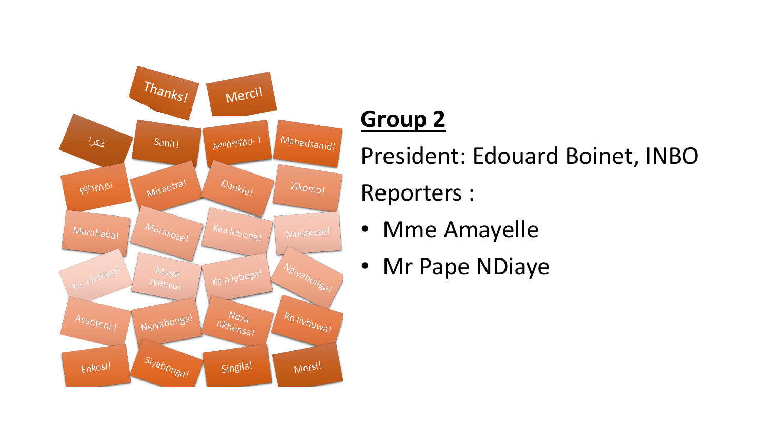Thanks! Merci!

شكرا! Sahit! አመሰግናለሁ ! Mahadsanid!

የቐንየለይ! Misaotra! Dankie! Zikomo!

Marahaba! Murakoze! Kea leboha! Murakoze!

Ke a leboga! Maita zvenyu! Ke a leboga! Ngiyabonga!

Asanteni ! Ngiyabonga! Ndza nkhensa! Ro livhuwa!

Enkosi! Siyabonga! Singîla! Mersi!

## Group 2

President: Edouard Boinet, INBO

Reporters :

- Mme Amayelle
- Mr Pape NDiaye